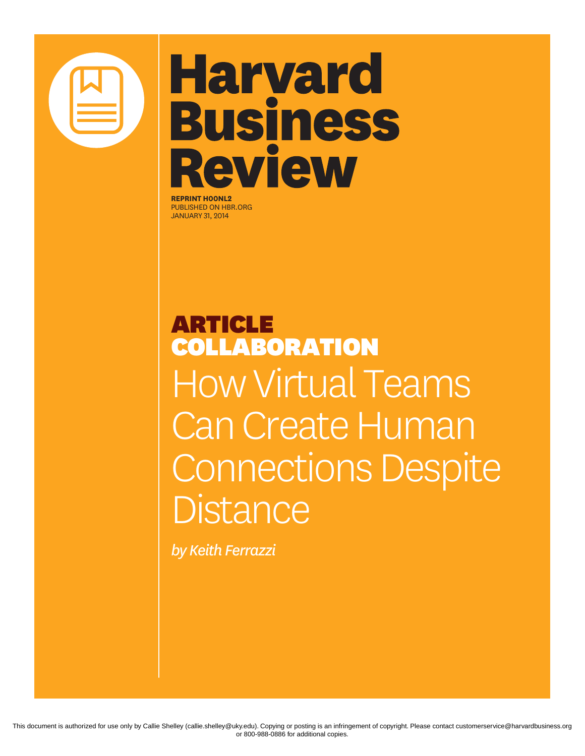# Harvard Business Review

**REPRINT H00NL2**
PUBLISHED ON HBR.ORG
JANUARY 31, 2014

**ARTICLE**
**COLLABORATION**

# How Virtual Teams Can Create Human Connections Despite Distance

*by Keith Ferrazzi*

This document is authorized for use only by Callie Shelley (callie.shelley@uky.edu). Copying or posting is an infringement of copyright. Please contact customerservice@harvardbusiness.org or 800-988-0886 for additional copies.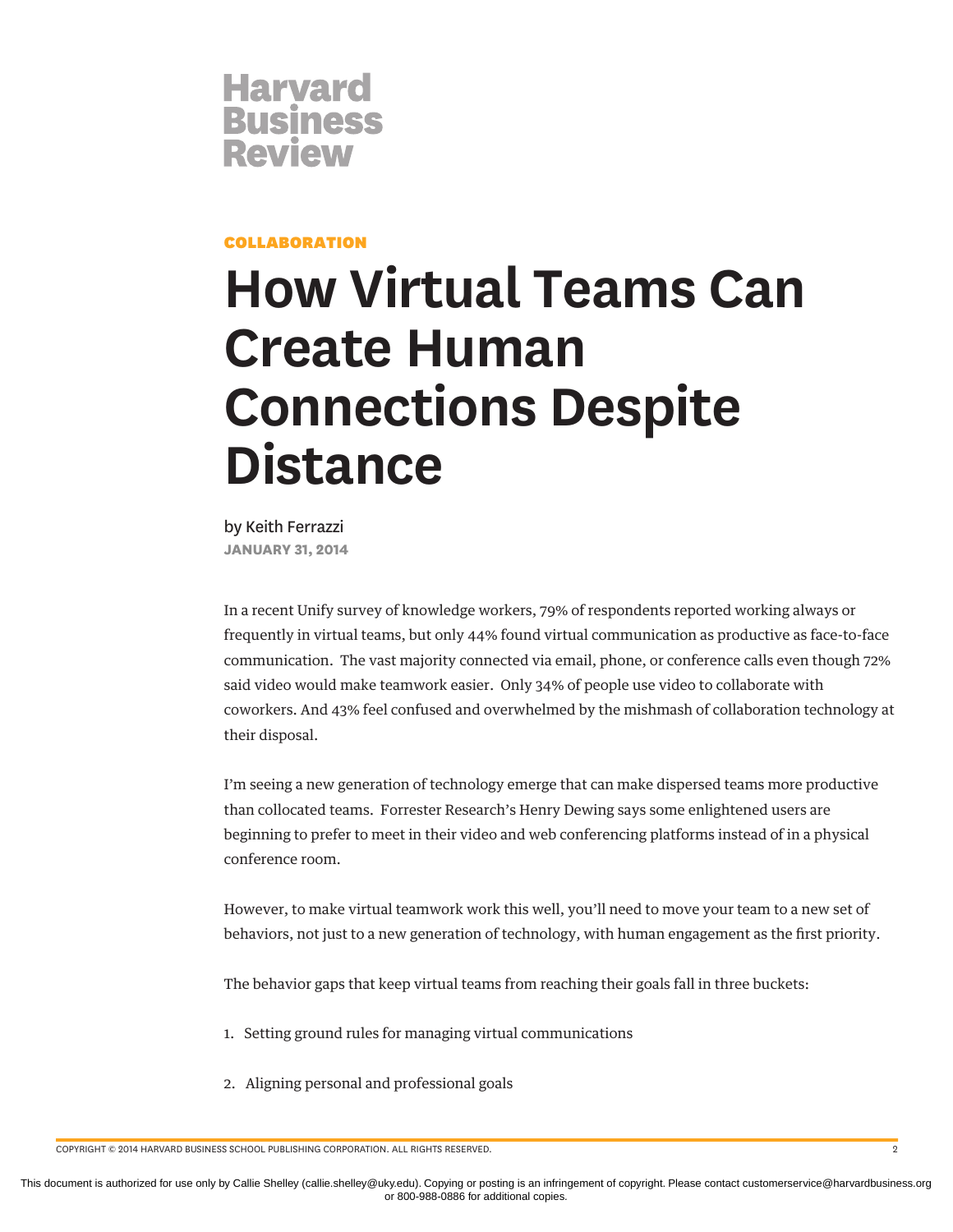Harvard Business Review

COLLABORATION

# How Virtual Teams Can Create Human Connections Despite Distance

by Keith Ferrazzi

JANUARY 31, 2014

In a recent Unify survey of knowledge workers, 79% of respondents reported working always or frequently in virtual teams, but only 44% found virtual communication as productive as face-to-face communication. The vast majority connected via email, phone, or conference calls even though 72% said video would make teamwork easier. Only 34% of people use video to collaborate with coworkers. And 43% feel confused and overwhelmed by the mishmash of collaboration technology at their disposal.

I'm seeing a new generation of technology emerge that can make dispersed teams more productive than collocated teams. Forrester Research's Henry Dewing says some enlightened users are beginning to prefer to meet in their video and web conferencing platforms instead of in a physical conference room.

However, to make virtual teamwork work this well, you'll need to move your team to a new set of behaviors, not just to a new generation of technology, with human engagement as the first priority.

The behavior gaps that keep virtual teams from reaching their goals fall in three buckets:

1. Setting ground rules for managing virtual communications

2. Aligning personal and professional goals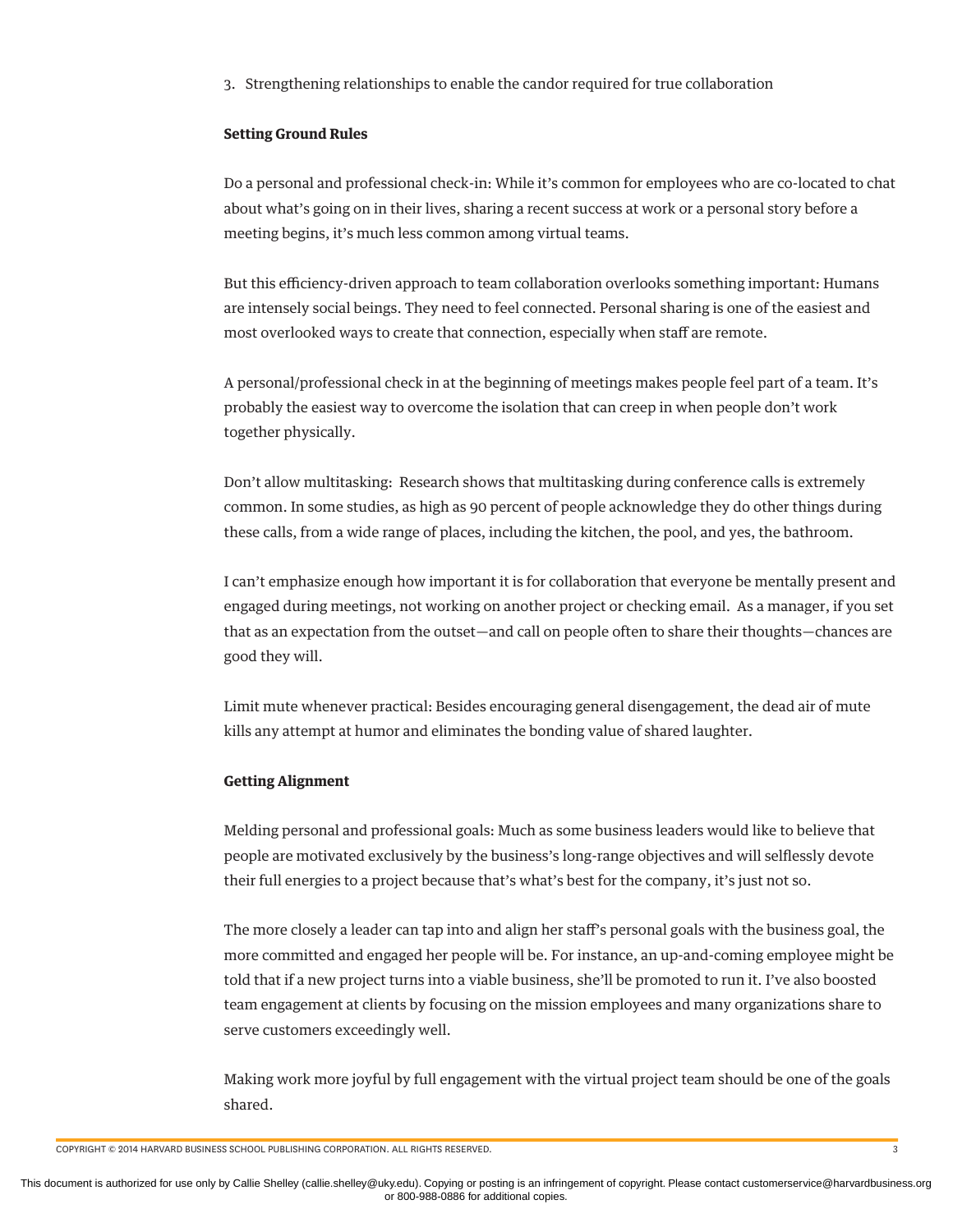3. Strengthening relationships to enable the candor required for true collaboration

**Setting Ground Rules**

Do a personal and professional check-in: While it's common for employees who are co-located to chat about what's going on in their lives, sharing a recent success at work or a personal story before a meeting begins, it's much less common among virtual teams.

But this efficiency-driven approach to team collaboration overlooks something important: Humans are intensely social beings. They need to feel connected. Personal sharing is one of the easiest and most overlooked ways to create that connection, especially when staff are remote.

A personal/professional check in at the beginning of meetings makes people feel part of a team. It's probably the easiest way to overcome the isolation that can creep in when people don't work together physically.

Don't allow multitasking: Research shows that multitasking during conference calls is extremely common. In some studies, as high as 90 percent of people acknowledge they do other things during these calls, from a wide range of places, including the kitchen, the pool, and yes, the bathroom.

I can't emphasize enough how important it is for collaboration that everyone be mentally present and engaged during meetings, not working on another project or checking email. As a manager, if you set that as an expectation from the outset—and call on people often to share their thoughts—chances are good they will.

Limit mute whenever practical: Besides encouraging general disengagement, the dead air of mute kills any attempt at humor and eliminates the bonding value of shared laughter.

**Getting Alignment**

Melding personal and professional goals: Much as some business leaders would like to believe that people are motivated exclusively by the business's long-range objectives and will selflessly devote their full energies to a project because that's what's best for the company, it's just not so.

The more closely a leader can tap into and align her staff's personal goals with the business goal, the more committed and engaged her people will be. For instance, an up-and-coming employee might be told that if a new project turns into a viable business, she'll be promoted to run it. I've also boosted team engagement at clients by focusing on the mission employees and many organizations share to serve customers exceedingly well.

Making work more joyful by full engagement with the virtual project team should be one of the goals shared.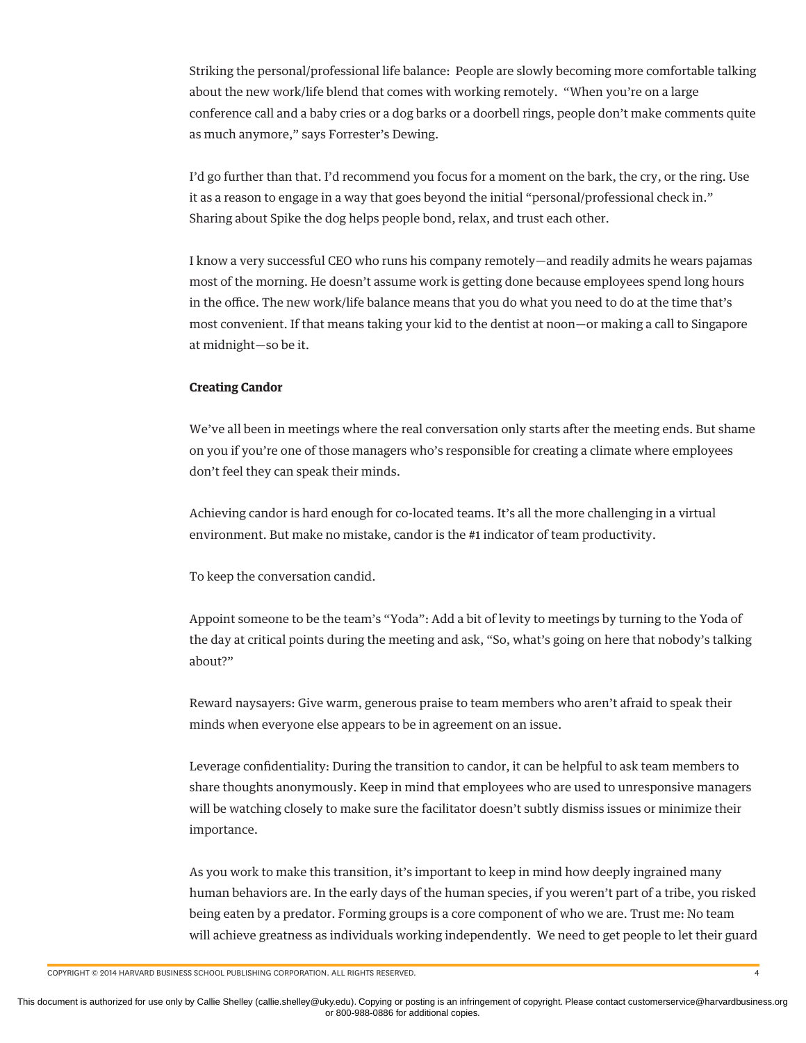Striking the personal/professional life balance: People are slowly becoming more comfortable talking about the new work/life blend that comes with working remotely. "When you're on a large conference call and a baby cries or a dog barks or a doorbell rings, people don't make comments quite as much anymore," says Forrester's Dewing.

I'd go further than that. I'd recommend you focus for a moment on the bark, the cry, or the ring. Use it as a reason to engage in a way that goes beyond the initial "personal/professional check in." Sharing about Spike the dog helps people bond, relax, and trust each other.

I know a very successful CEO who runs his company remotely—and readily admits he wears pajamas most of the morning. He doesn't assume work is getting done because employees spend long hours in the office. The new work/life balance means that you do what you need to do at the time that's most convenient. If that means taking your kid to the dentist at noon—or making a call to Singapore at midnight—so be it.

**Creating Candor**

We've all been in meetings where the real conversation only starts after the meeting ends. But shame on you if you're one of those managers who's responsible for creating a climate where employees don't feel they can speak their minds.

Achieving candor is hard enough for co-located teams. It's all the more challenging in a virtual environment. But make no mistake, candor is the #1 indicator of team productivity.

To keep the conversation candid.

Appoint someone to be the team's "Yoda": Add a bit of levity to meetings by turning to the Yoda of the day at critical points during the meeting and ask, "So, what's going on here that nobody's talking about?"

Reward naysayers: Give warm, generous praise to team members who aren't afraid to speak their minds when everyone else appears to be in agreement on an issue.

Leverage confidentiality: During the transition to candor, it can be helpful to ask team members to share thoughts anonymously. Keep in mind that employees who are used to unresponsive managers will be watching closely to make sure the facilitator doesn't subtly dismiss issues or minimize their importance.

As you work to make this transition, it's important to keep in mind how deeply ingrained many human behaviors are. In the early days of the human species, if you weren't part of a tribe, you risked being eaten by a predator. Forming groups is a core component of who we are. Trust me: No team will achieve greatness as individuals working independently. We need to get people to let their guard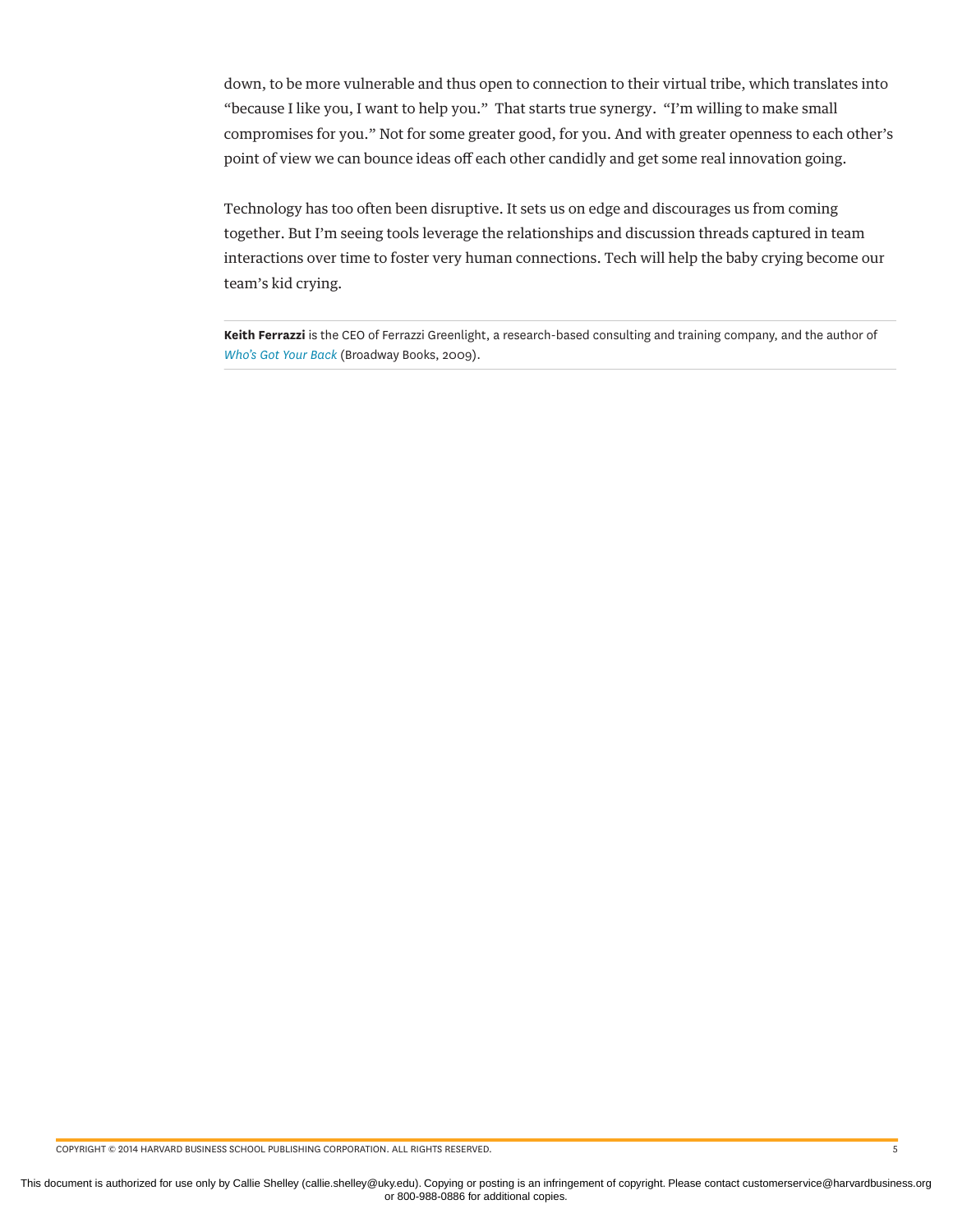down, to be more vulnerable and thus open to connection to their virtual tribe, which translates into "because I like you, I want to help you." That starts true synergy. "I'm willing to make small compromises for you." Not for some greater good, for you. And with greater openness to each other's point of view we can bounce ideas off each other candidly and get some real innovation going.

Technology has too often been disruptive. It sets us on edge and discourages us from coming together. But I'm seeing tools leverage the relationships and discussion threads captured in team interactions over time to foster very human connections. Tech will help the baby crying become our team's kid crying.

---

**Keith Ferrazzi** is the CEO of Ferrazzi Greenlight, a research-based consulting and training company, and the author of *Who's Got Your Back* (Broadway Books, 2009).

---